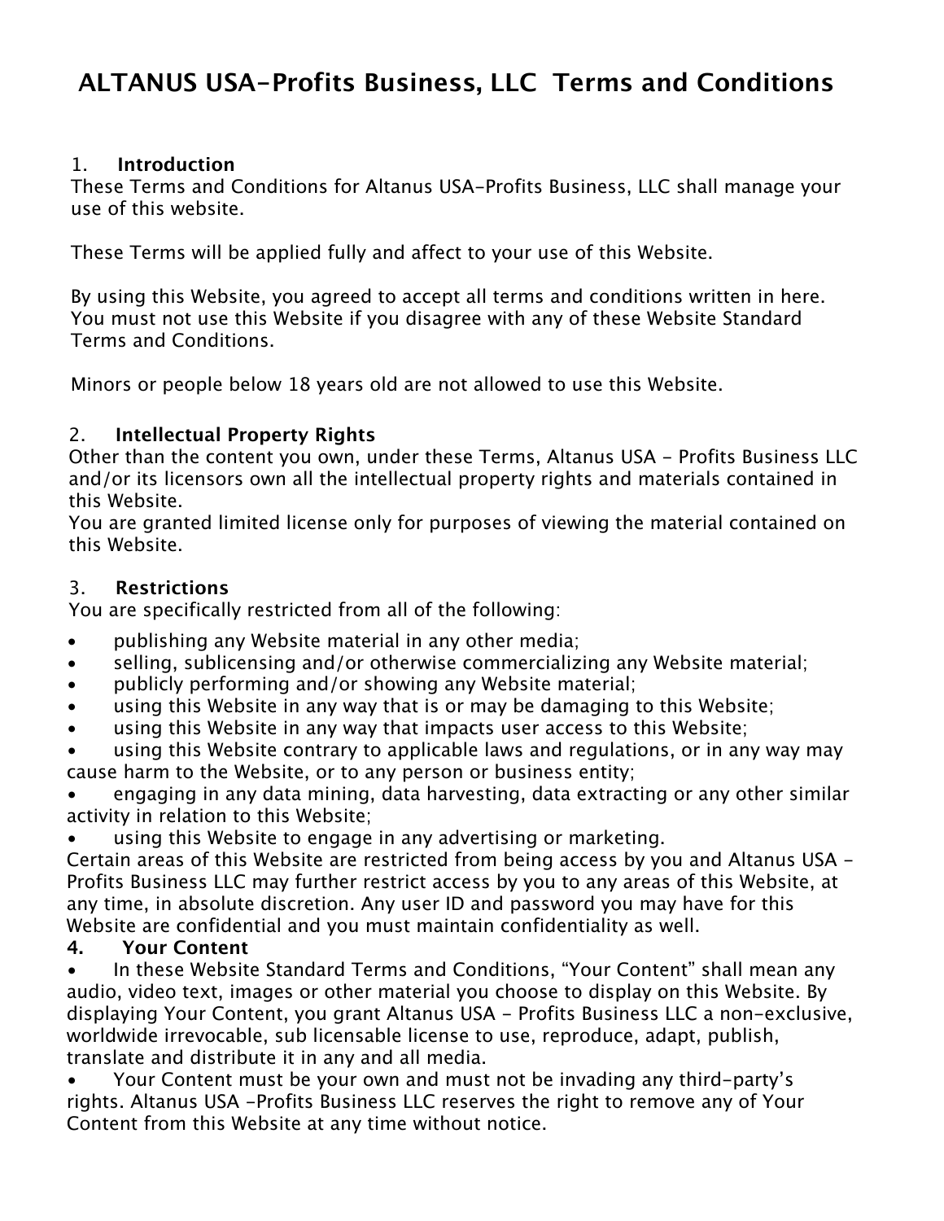# ALTANUS USA-Profits Business, LLC Terms and Conditions

## 1. Introduction

These Terms and Conditions for Altanus USA-Profits Business, LLC shall manage your use of this website.

These Terms will be applied fully and affect to your use of this Website.

By using this Website, you agreed to accept all terms and conditions written in here. You must not use this Website if you disagree with any of these Website Standard Terms and Conditions.

Minors or people below 18 years old are not allowed to use this Website.

## 2. Intellectual Property Rights

Other than the content you own, under these Terms, Altanus USA - Profits Business LLC and/or its licensors own all the intellectual property rights and materials contained in this Website.
You are granted limited license only for purposes of viewing the material contained on this Website.

## 3. Restrictions

You are specifically restricted from all of the following:

- publishing any Website material in any other media;
- selling, sublicensing and/or otherwise commercializing any Website material;
- publicly performing and/or showing any Website material;
- using this Website in any way that is or may be damaging to this Website;
- using this Website in any way that impacts user access to this Website;
- using this Website contrary to applicable laws and regulations, or in any way may cause harm to the Website, or to any person or business entity;
- engaging in any data mining, data harvesting, data extracting or any other similar activity in relation to this Website;
- using this Website to engage in any advertising or marketing.

Certain areas of this Website are restricted from being access by you and Altanus USA - Profits Business LLC may further restrict access by you to any areas of this Website, at any time, in absolute discretion. Any user ID and password you may have for this Website are confidential and you must maintain confidentiality as well.

## 4. Your Content

- In these Website Standard Terms and Conditions, “Your Content” shall mean any audio, video text, images or other material you choose to display on this Website. By displaying Your Content, you grant Altanus USA - Profits Business LLC a non-exclusive, worldwide irrevocable, sub licensable license to use, reproduce, adapt, publish, translate and distribute it in any and all media.
- Your Content must be your own and must not be invading any third-party’s rights. Altanus USA -Profits Business LLC reserves the right to remove any of Your Content from this Website at any time without notice.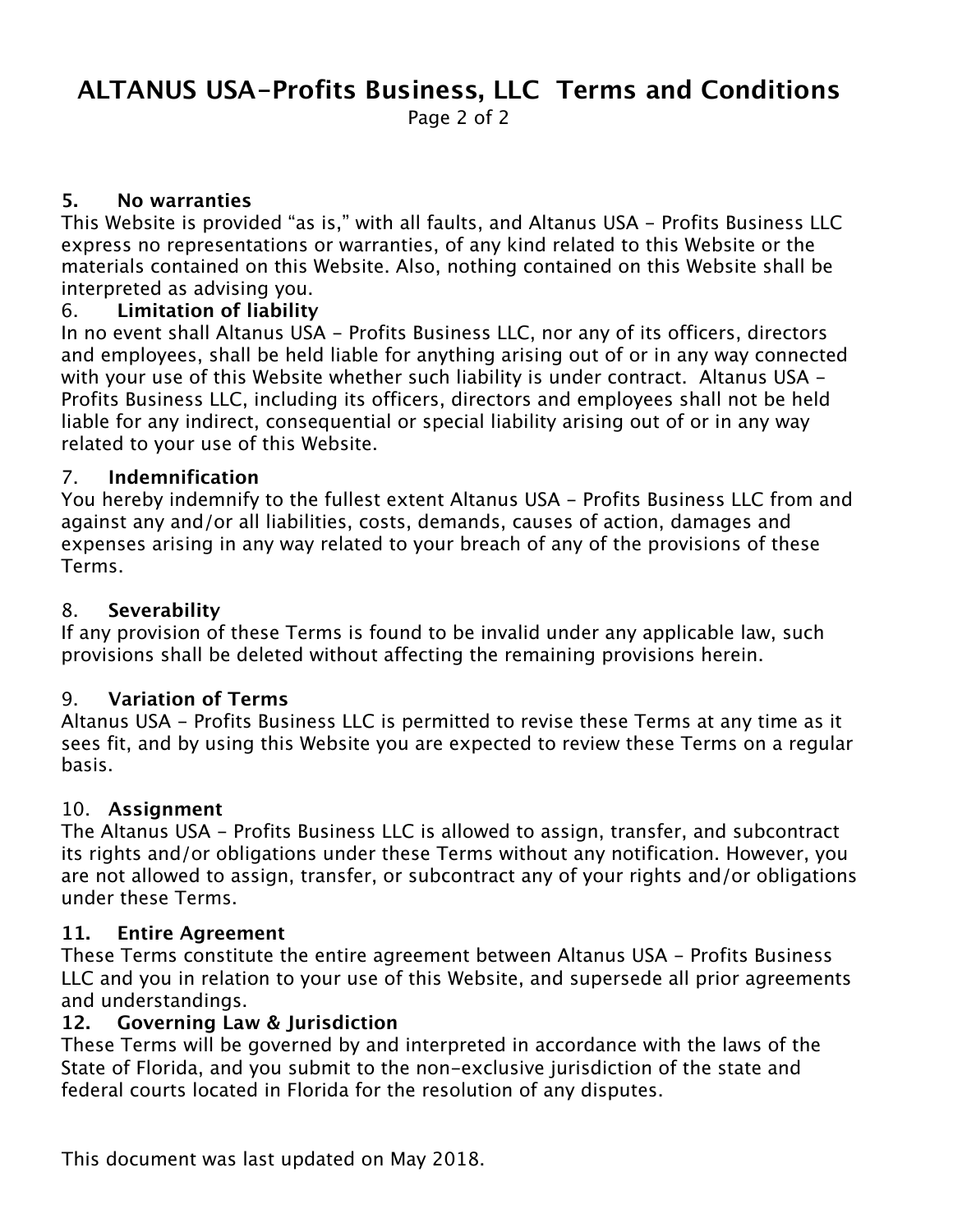# ALTANUS USA-Profits Business, LLC Terms and Conditions

**5. No warranties**

This Website is provided "as is," with all faults, and Altanus USA - Profits Business LLC express no representations or warranties, of any kind related to this Website or the materials contained on this Website. Also, nothing contained on this Website shall be interpreted as advising you.

6. **Limitation of liability**

In no event shall Altanus USA - Profits Business LLC, nor any of its officers, directors and employees, shall be held liable for anything arising out of or in any way connected with your use of this Website whether such liability is under contract. Altanus USA - Profits Business LLC, including its officers, directors and employees shall not be held liable for any indirect, consequential or special liability arising out of or in any way related to your use of this Website.

7. **Indemnification**

You hereby indemnify to the fullest extent Altanus USA - Profits Business LLC from and against any and/or all liabilities, costs, demands, causes of action, damages and expenses arising in any way related to your breach of any of the provisions of these Terms.

8. **Severability**

If any provision of these Terms is found to be invalid under any applicable law, such provisions shall be deleted without affecting the remaining provisions herein.

9. **Variation of Terms**

Altanus USA - Profits Business LLC is permitted to revise these Terms at any time as it sees fit, and by using this Website you are expected to review these Terms on a regular basis.

10. **Assignment**

The Altanus USA - Profits Business LLC is allowed to assign, transfer, and subcontract its rights and/or obligations under these Terms without any notification. However, you are not allowed to assign, transfer, or subcontract any of your rights and/or obligations under these Terms.

**11. Entire Agreement**

These Terms constitute the entire agreement between Altanus USA - Profits Business LLC and you in relation to your use of this Website, and supersede all prior agreements and understandings.

**12. Governing Law & Jurisdiction**

These Terms will be governed by and interpreted in accordance with the laws of the State of Florida, and you submit to the non-exclusive jurisdiction of the state and federal courts located in Florida for the resolution of any disputes.

This document was last updated on May 2018.